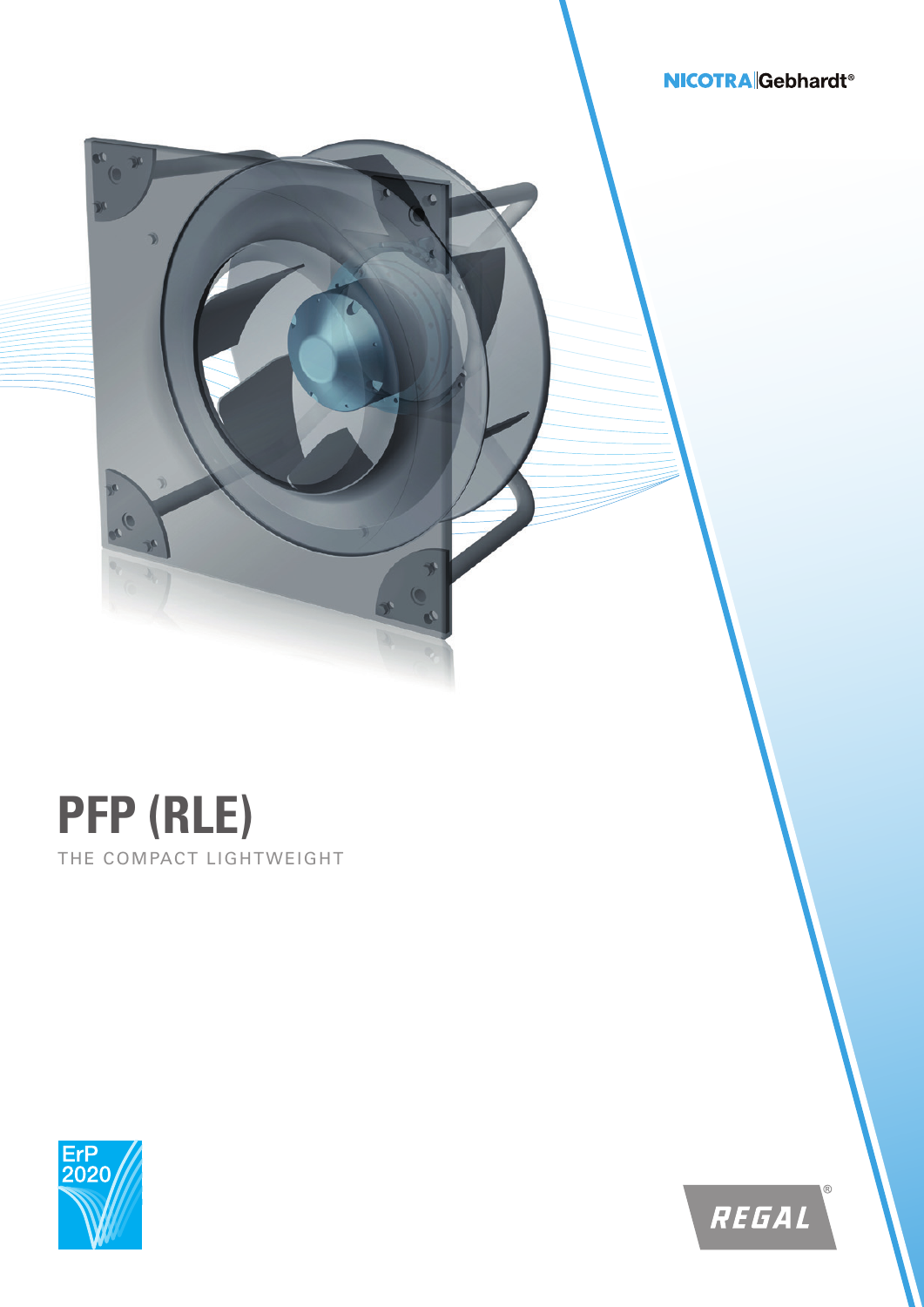NICOTRA|Gebhardt®

# PFP (RLE)

THE COMPACT LIGHTWEIGHT

ErP 2020

REGAL®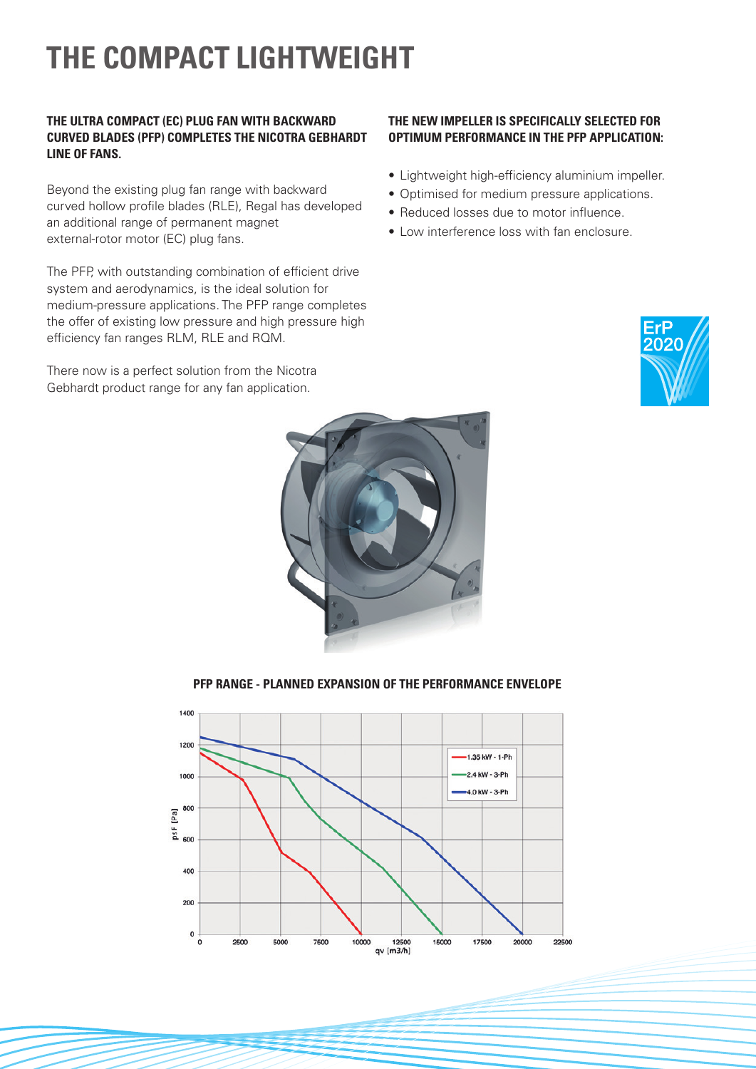# THE COMPACT LIGHTWEIGHT

**THE ULTRA COMPACT (EC) PLUG FAN WITH BACKWARD CURVED BLADES (PFP) COMPLETES THE NICOTRA GEBHARDT LINE OF FANS.**

Beyond the existing plug fan range with backward curved hollow profile blades (RLE), Regal has developed an additional range of permanent magnet external-rotor motor (EC) plug fans.

The PFP, with outstanding combination of efficient drive system and aerodynamics, is the ideal solution for medium-pressure applications. The PFP range completes the offer of existing low pressure and high pressure high efficiency fan ranges RLM, RLE and RQM.

There now is a perfect solution from the Nicotra Gebhardt product range for any fan application.

**THE NEW IMPELLER IS SPECIFICALLY SELECTED FOR OPTIMUM PERFORMANCE IN THE PFP APPLICATION:**

- Lightweight high-efficiency aluminium impeller.
- Optimised for medium pressure applications.
- Reduced losses due to motor influence.
- Low interference loss with fan enclosure.

ErP 2020

**PFP RANGE - PLANNED EXPANSION OF THE PERFORMANCE ENVELOPE**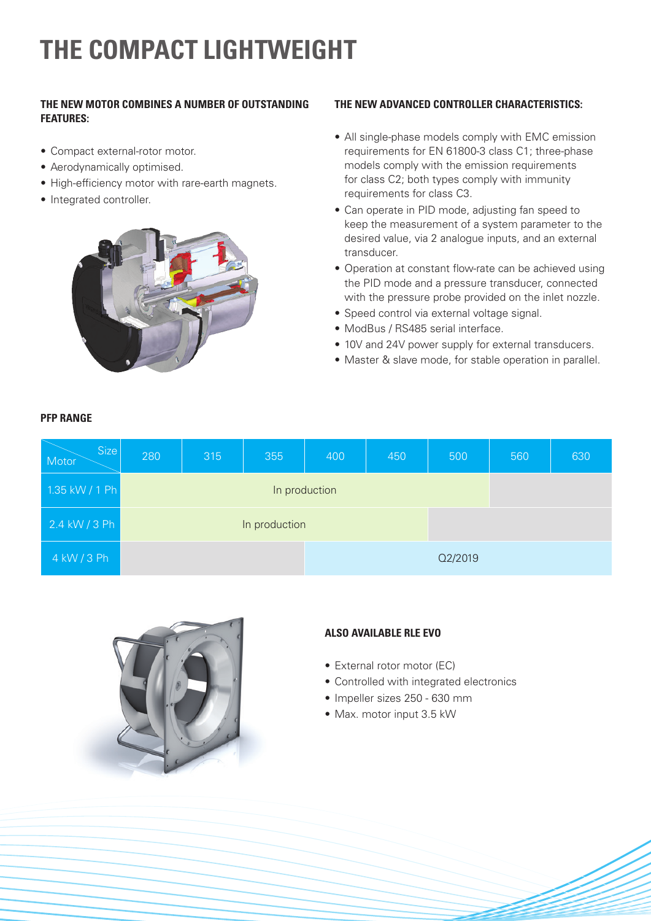# THE COMPACT LIGHTWEIGHT

#### THE NEW MOTOR COMBINES A NUMBER OF OUTSTANDING FEATURES:

- Compact external-rotor motor.
- Aerodynamically optimised.
- High-efficiency motor with rare-earth magnets.
- Integrated controller.

#### THE NEW ADVANCED CONTROLLER CHARACTERISTICS:

- All single-phase models comply with EMC emission requirements for EN 61800-3 class C1; three-phase models comply with the emission requirements for class C2; both types comply with immunity requirements for class C3.
- Can operate in PID mode, adjusting fan speed to keep the measurement of a system parameter to the desired value, via 2 analogue inputs, and an external transducer.
- Operation at constant flow-rate can be achieved using the PID mode and a pressure transducer, connected with the pressure probe provided on the inlet nozzle.
- Speed control via external voltage signal.
- ModBus / RS485 serial interface.
- 10V and 24V power supply for external transducers.
- Master & slave mode, for stable operation in parallel.

#### PFP RANGE

| Motor \ Size | 280 | 315 | 355 | 400 | 450 | 500 | 560 | 630 |
|---|---|---|---|---|---|---|---|---|
| 1.35 kW / 1 Ph | In production | In production | In production | In production | In production | In production | | |
| 2.4 kW / 3 Ph | In production | In production | In production | In production | In production | | | |
| 4 kW / 3 Ph | | | | Q2/2019 | Q2/2019 | Q2/2019 | Q2/2019 | Q2/2019 |

#### ALSO AVAILABLE RLE EVO

- External rotor motor (EC)
- Controlled with integrated electronics
- Impeller sizes 250 - 630 mm
- Max. motor input 3.5 kW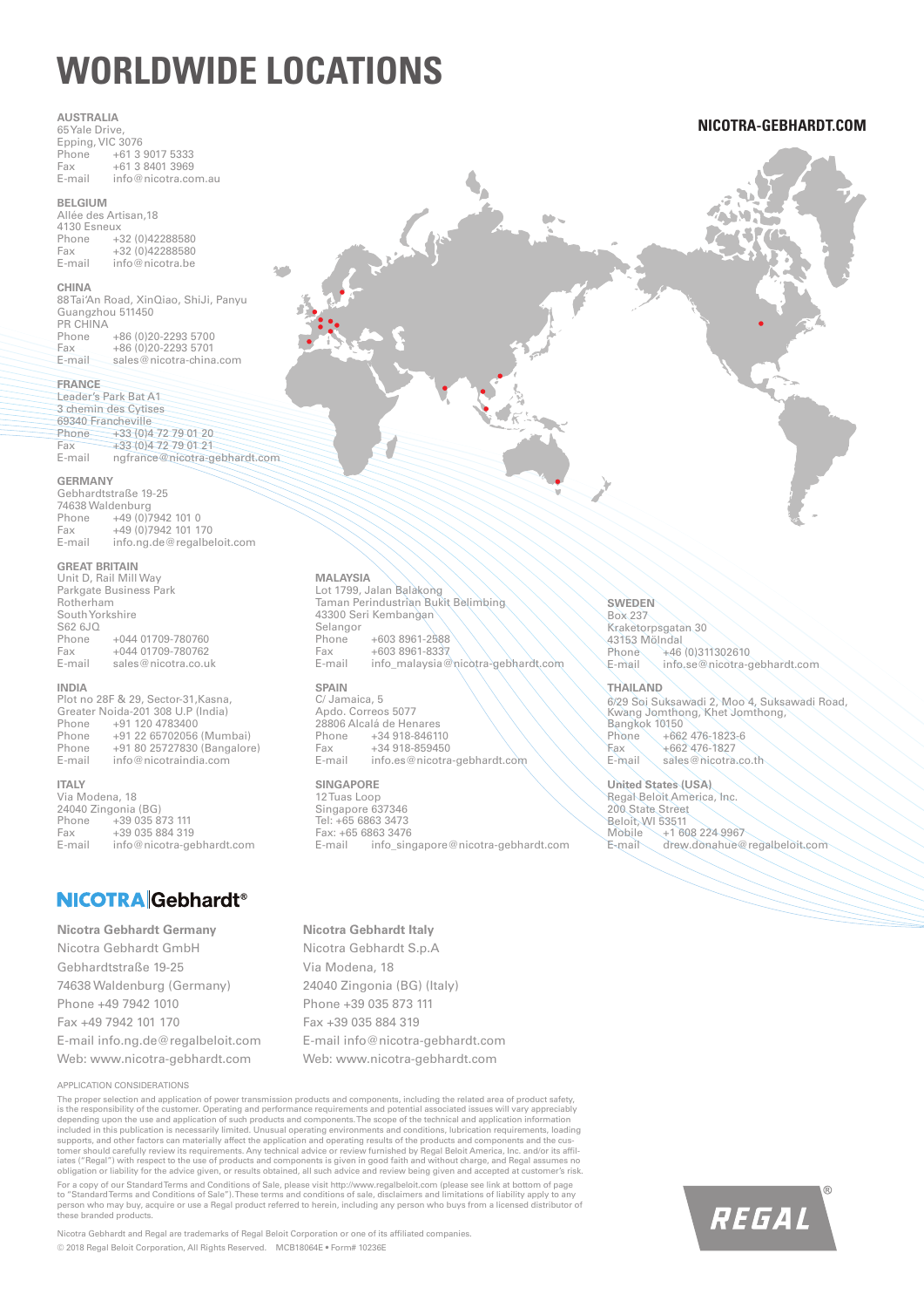# WORLDWIDE LOCATIONS

**NICOTRA-GEBHARDT.COM**

**AUSTRALIA**
65 Yale Drive,
Epping, VIC 3076
Phone +61 3 9017 5333
Fax +61 3 8401 3969
E-mail info@nicotra.com.au

**BELGIUM**
Allée des Artisan,18
4130 Esneux
Phone +32 (0)42288580
Fax +32 (0)42288580
E-mail info@nicotra.be

**CHINA**
88 Tai'An Road, XinQiao, ShiJi, Panyu
Guangzhou 511450
PR CHINA
Phone +86 (0)20-2293 5700
Fax +86 (0)20-2293 5701
E-mail sales@nicotra-china.com

**FRANCE**
Leader's Park Bat A1
3 chemin des Cytises
69340 Francheville
Phone +33 (0)4 72 79 01 20
Fax +33 (0)4 72 79 01 21
E-mail ngfrance@nicotra-gebhardt.com

**GERMANY**
Gebhardtstraße 19-25
74638 Waldenburg
Phone +49 (0)7942 101 0
Fax +49 (0)7942 101 170
E-mail info.ng.de@regalbeloit.com

**GREAT BRITAIN**
Unit D, Rail Mill Way
Parkgate Business Park
Rotherham
South Yorkshire
S62 6JQ
Phone +044 01709-780760
Fax +044 01709-780762
E-mail sales@nicotra.co.uk

**INDIA**
Plot no 28F & 29, Sector-31,Kasna,
Greater Noida-201 308 U.P (India)
Phone +91 120 4783400
Phone +91 22 65702056 (Mumbai)
Phone +91 80 25727830 (Bangalore)
E-mail info@nicotraindia.com

**ITALY**
Via Modena, 18
24040 Zingonia (BG)
Phone +39 035 873 111
Fax +39 035 884 319
E-mail info@nicotra-gebhardt.com

**MALAYSIA**
Lot 1799, Jalan Balakong
Taman Perindustrian Bukit Belimbing
43300 Seri Kembangan
Selangor
Phone +603 8961-2588
Fax +603 8961-8337
E-mail info_malaysia@nicotra-gebhardt.com

**SPAIN**
C/ Jamaica, 5
Apdo. Correos 5077
28806 Alcalá de Henares
Phone +34 918-846110
Fax +34 918-859450
E-mail info.es@nicotra-gebhardt.com

**SINGAPORE**
12 Tuas Loop
Singapore 637346
Tel: +65 6863 3473
Fax: +65 6863 3476
E-mail info_singapore@nicotra-gebhardt.com

**SWEDEN**
Box 237
Kraketorpsgatan 30
43153 Mölndal
Phone +46 (0)311302610
E-mail info.se@nicotra-gebhardt.com

**THAILAND**
6/29 Soi Suksawadi 2, Moo 4, Suksawadi Road,
Kwang Jomthong, Khet Jomthong,
Bangkok 10150
Phone +662 476-1823-6
Fax +662 476-1827
E-mail sales@nicotra.co.th

**United States (USA)**
Regal Beloit America, Inc.
200 State Street
Beloit, WI 53511
Mobile +1 608 224 9967
E-mail drew.donahue@regalbeloit.com

**NICOTRA Gebhardt®**

**Nicotra Gebhardt Germany**
Nicotra Gebhardt GmbH
Gebhardtstraße 19-25
74638 Waldenburg (Germany)
Phone +49 7942 1010
Fax +49 7942 101 170
E-mail info.ng.de@regalbeloit.com
Web: www.nicotra-gebhardt.com

**Nicotra Gebhardt Italy**
Nicotra Gebhardt S.p.A
Via Modena, 18
24040 Zingonia (BG) (Italy)
Phone +39 035 873 111
Fax +39 035 884 319
E-mail info@nicotra-gebhardt.com
Web: www.nicotra-gebhardt.com

APPLICATION CONSIDERATIONS

The proper selection and application of power transmission products and components, including the related area of product safety, is the responsibility of the customer. Operating and performance requirements and potential associated issues will vary appreciably depending upon the use and application of such products and components. The scope of the technical and application information included in this publication is necessarily limited. Unusual operating environments and conditions, lubrication requirements, loading supports, and other factors can materially affect the application and operating results of the products and components and the customer should carefully review its requirements. Any technical advice or review furnished by Regal Beloit America, Inc. and/or its affiliates ("Regal") with respect to the use of products and components is given in good faith and without charge, and Regal assumes no obligation or liability for the advice given, or results obtained, all such advice and review being given and accepted at customer's risk.

For a copy of our Standard Terms and Conditions of Sale, please visit http://www.regalbeloit.com (please see link at bottom of page to "Standard Terms and Conditions of Sale"). These terms and conditions of sale, disclaimers and limitations of liability apply to any person who may buy, acquire or use a Regal product referred to herein, including any person who buys from a licensed distributor of these branded products.

Nicotra Gebhardt and Regal are trademarks of Regal Beloit Corporation or one of its affiliated companies.
© 2018 Regal Beloit Corporation, All Rights Reserved. MCB18064E • Form# 10236E

REGAL®